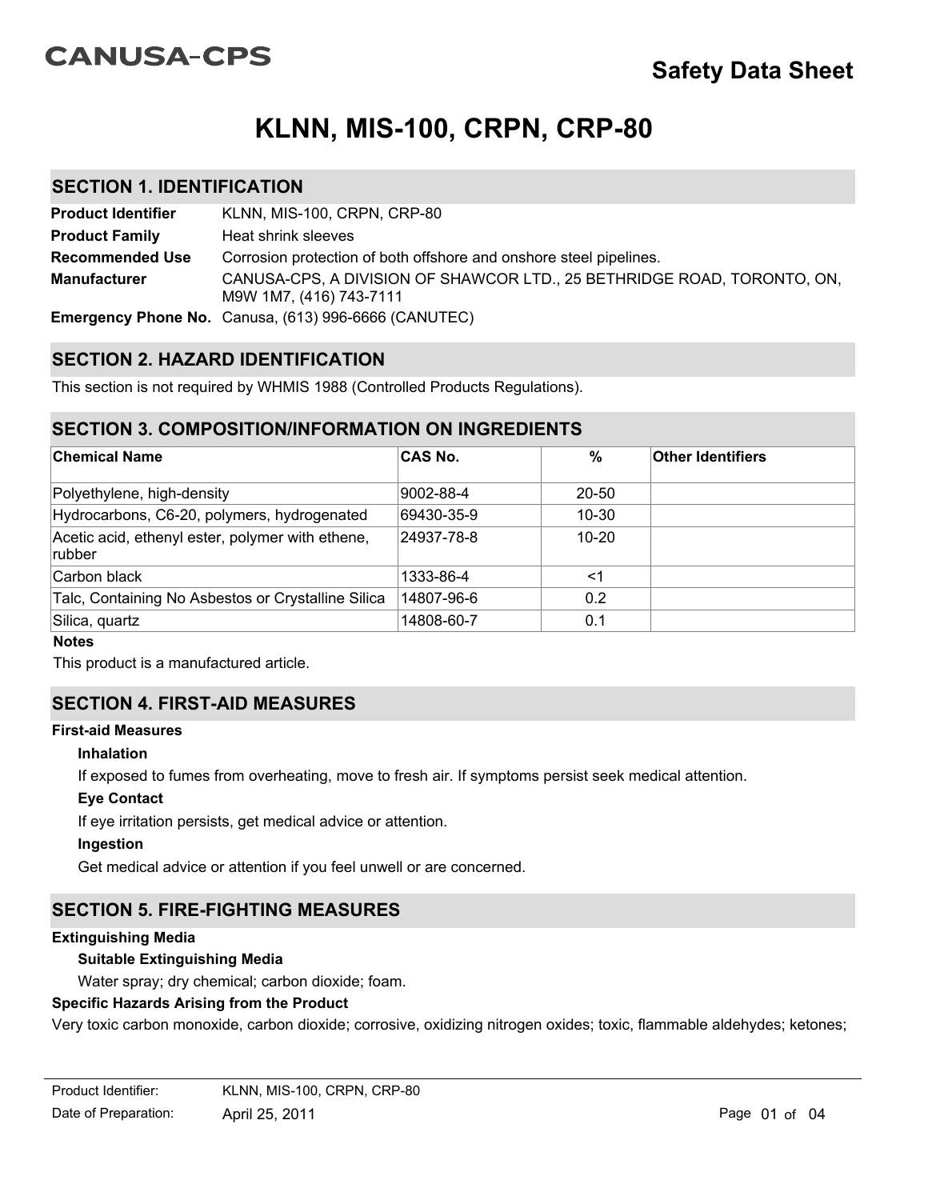CANUSA-CPS

# Safety Data Sheet

# KLNN, MIS-100, CRPN, CRP-80

## SECTION 1. IDENTIFICATION

| | |
|---|---|
| **Product Identifier** | KLNN, MIS-100, CRPN, CRP-80 |
| **Product Family** | Heat shrink sleeves |
| **Recommended Use** | Corrosion protection of both offshore and onshore steel pipelines. |
| **Manufacturer** | CANUSA-CPS, A DIVISION OF SHAWCOR LTD., 25 BETHRIDGE ROAD, TORONTO, ON, M9W 1M7, (416) 743-7111 |
| **Emergency Phone No.** | Canusa, (613) 996-6666 (CANUTEC) |

## SECTION 2. HAZARD IDENTIFICATION

This section is not required by WHMIS 1988 (Controlled Products Regulations).

## SECTION 3. COMPOSITION/INFORMATION ON INGREDIENTS

| Chemical Name | CAS No. | % | Other Identifiers |
|---|---|---|---|
| Polyethylene, high-density | 9002-88-4 | 20-50 | |
| Hydrocarbons, C6-20, polymers, hydrogenated | 69430-35-9 | 10-30 | |
| Acetic acid, ethenyl ester, polymer with ethene, rubber | 24937-78-8 | 10-20 | |
| Carbon black | 1333-86-4 | <1 | |
| Talc, Containing No Asbestos or Crystalline Silica | 14807-96-6 | 0.2 | |
| Silica, quartz | 14808-60-7 | 0.1 | |

**Notes**

This product is a manufactured article.

## SECTION 4. FIRST-AID MEASURES

**First-aid Measures**

**Inhalation**

If exposed to fumes from overheating, move to fresh air. If symptoms persist seek medical attention.

**Eye Contact**

If eye irritation persists, get medical advice or attention.

**Ingestion**

Get medical advice or attention if you feel unwell or are concerned.

## SECTION 5. FIRE-FIGHTING MEASURES

**Extinguishing Media**

**Suitable Extinguishing Media**

Water spray; dry chemical; carbon dioxide; foam.

**Specific Hazards Arising from the Product**

Very toxic carbon monoxide, carbon dioxide; corrosive, oxidizing nitrogen oxides; toxic, flammable aldehydes; ketones;

Product Identifier: KLNN, MIS-100, CRPN, CRP-80
Date of Preparation: April 25, 2011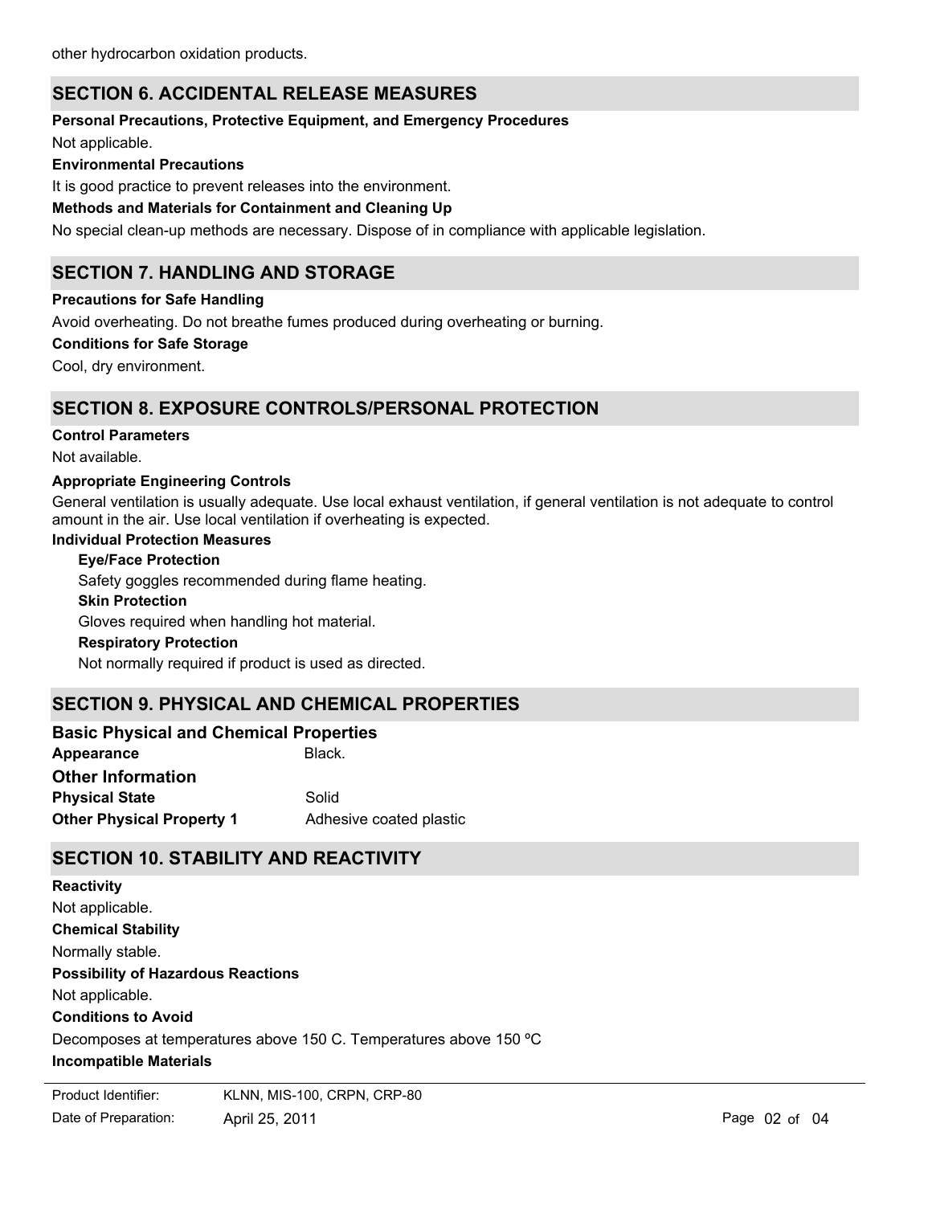other hydrocarbon oxidation products.

## SECTION 6. ACCIDENTAL RELEASE MEASURES

**Personal Precautions, Protective Equipment, and Emergency Procedures**

Not applicable.

**Environmental Precautions**

It is good practice to prevent releases into the environment.

**Methods and Materials for Containment and Cleaning Up**

No special clean-up methods are necessary. Dispose of in compliance with applicable legislation.

## SECTION 7. HANDLING AND STORAGE

**Precautions for Safe Handling**

Avoid overheating. Do not breathe fumes produced during overheating or burning.

**Conditions for Safe Storage**

Cool, dry environment.

## SECTION 8. EXPOSURE CONTROLS/PERSONAL PROTECTION

**Control Parameters**

Not available.

**Appropriate Engineering Controls**

General ventilation is usually adequate. Use local exhaust ventilation, if general ventilation is not adequate to control amount in the air. Use local ventilation if overheating is expected.

**Individual Protection Measures**

**Eye/Face Protection**

Safety goggles recommended during flame heating.

**Skin Protection**

Gloves required when handling hot material.

**Respiratory Protection**

Not normally required if product is used as directed.

## SECTION 9. PHYSICAL AND CHEMICAL PROPERTIES

**Basic Physical and Chemical Properties**

**Appearance** Black.

**Other Information**

**Physical State** Solid

**Other Physical Property 1** Adhesive coated plastic

## SECTION 10. STABILITY AND REACTIVITY

**Reactivity**

Not applicable.

**Chemical Stability**

Normally stable.

**Possibility of Hazardous Reactions**

Not applicable.

**Conditions to Avoid**

Decomposes at temperatures above 150 C. Temperatures above 150 ºC

**Incompatible Materials**

Product Identifier: KLNN, MIS-100, CRPN, CRP-80

Date of Preparation: April 25, 2011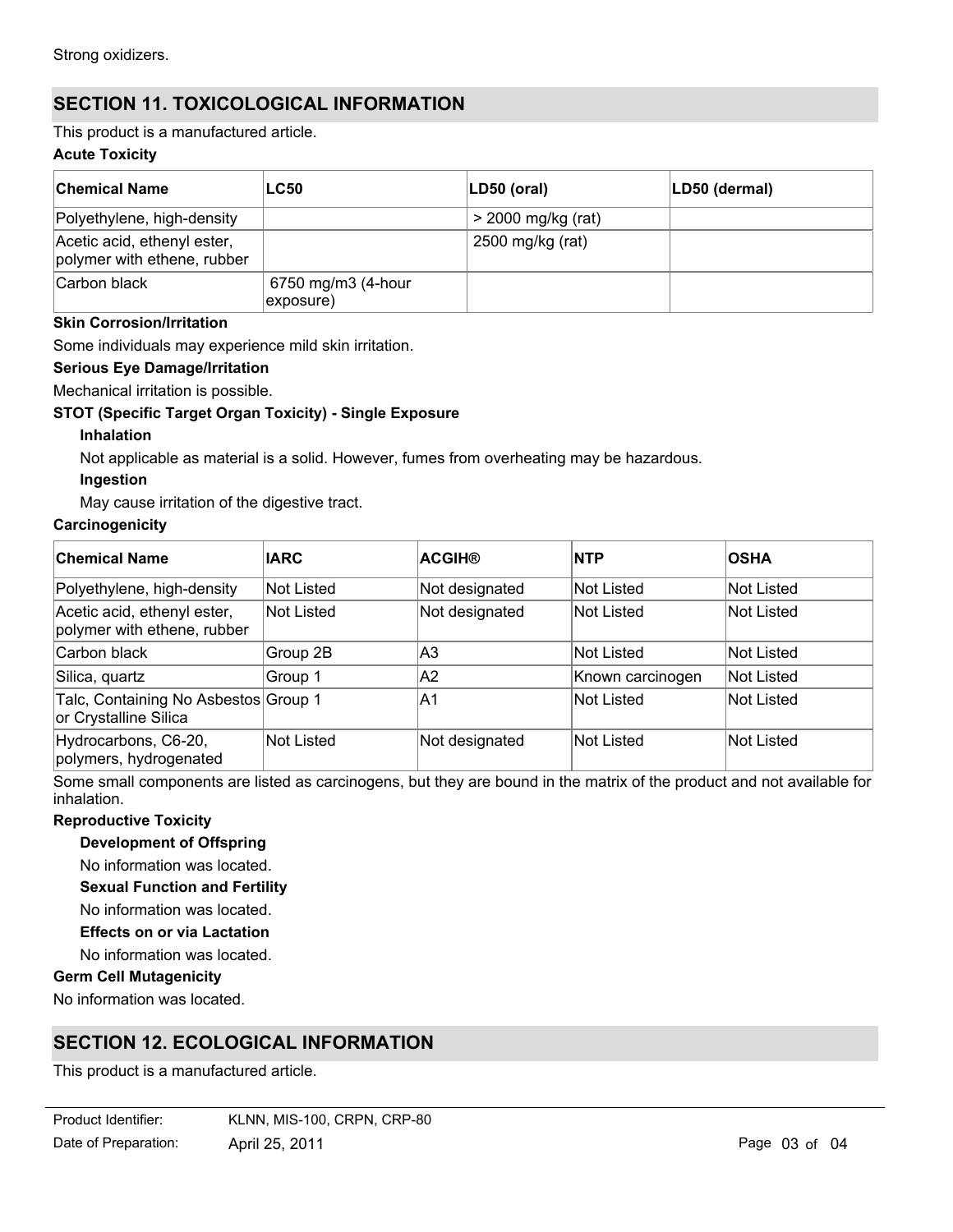Strong oxidizers.

## SECTION 11. TOXICOLOGICAL INFORMATION

This product is a manufactured article.

**Acute Toxicity**

| Chemical Name | LC50 | LD50 (oral) | LD50 (dermal) |
|---|---|---|---|
| Polyethylene, high-density | | > 2000 mg/kg (rat) | |
| Acetic acid, ethenyl ester, polymer with ethene, rubber | | 2500 mg/kg (rat) | |
| Carbon black | 6750 mg/m3 (4-hour exposure) | | |

**Skin Corrosion/Irritation**

Some individuals may experience mild skin irritation.

**Serious Eye Damage/Irritation**

Mechanical irritation is possible.

**STOT (Specific Target Organ Toxicity) - Single Exposure**

**Inhalation**

Not applicable as material is a solid. However, fumes from overheating may be hazardous.

**Ingestion**

May cause irritation of the digestive tract.

**Carcinogenicity**

| Chemical Name | IARC | ACGIH® | NTP | OSHA |
|---|---|---|---|---|
| Polyethylene, high-density | Not Listed | Not designated | Not Listed | Not Listed |
| Acetic acid, ethenyl ester, polymer with ethene, rubber | Not Listed | Not designated | Not Listed | Not Listed |
| Carbon black | Group 2B | A3 | Not Listed | Not Listed |
| Silica, quartz | Group 1 | A2 | Known carcinogen | Not Listed |
| Talc, Containing No Asbestos or Crystalline Silica | Group 1 | A1 | Not Listed | Not Listed |
| Hydrocarbons, C6-20, polymers, hydrogenated | Not Listed | Not designated | Not Listed | Not Listed |

Some small components are listed as carcinogens, but they are bound in the matrix of the product and not available for inhalation.

**Reproductive Toxicity**

**Development of Offspring**

No information was located.

**Sexual Function and Fertility**

No information was located.

**Effects on or via Lactation**

No information was located.

**Germ Cell Mutagenicity**

No information was located.

## SECTION 12. ECOLOGICAL INFORMATION

This product is a manufactured article.

Product Identifier: KLNN, MIS-100, CRPN, CRP-80

Date of Preparation: April 25, 2011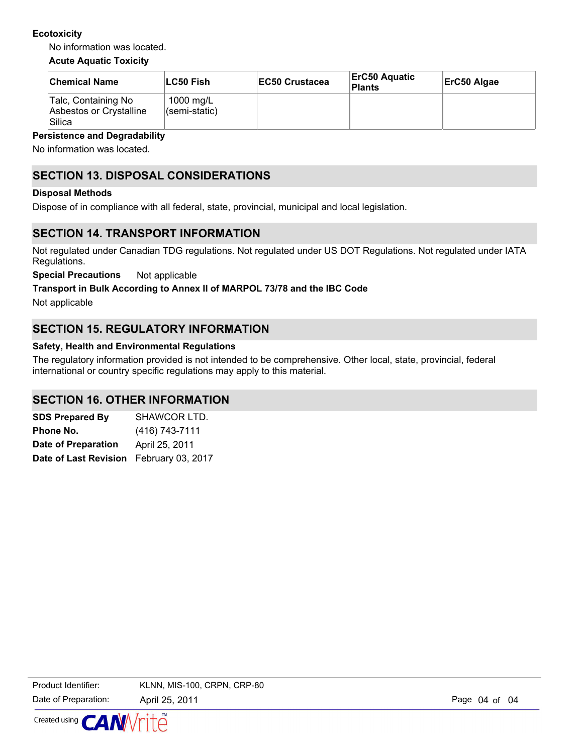**Ecotoxicity**

No information was located.

**Acute Aquatic Toxicity**

| Chemical Name | LC50 Fish | EC50 Crustacea | ErC50 Aquatic Plants | ErC50 Algae |
|---|---|---|---|---|
| Talc, Containing No Asbestos or Crystalline Silica | 1000 mg/L (semi-static) | | | |

**Persistence and Degradability**

No information was located.

## SECTION 13. DISPOSAL CONSIDERATIONS

**Disposal Methods**

Dispose of in compliance with all federal, state, provincial, municipal and local legislation.

## SECTION 14. TRANSPORT INFORMATION

Not regulated under Canadian TDG regulations. Not regulated under US DOT Regulations. Not regulated under IATA Regulations.

**Special Precautions** Not applicable

**Transport in Bulk According to Annex II of MARPOL 73/78 and the IBC Code**

Not applicable

## SECTION 15. REGULATORY INFORMATION

**Safety, Health and Environmental Regulations**

The regulatory information provided is not intended to be comprehensive. Other local, state, provincial, federal international or country specific regulations may apply to this material.

## SECTION 16. OTHER INFORMATION

**SDS Prepared By** SHAWCOR LTD.

**Phone No.** (416) 743-7111

**Date of Preparation** April 25, 2011

**Date of Last Revision** February 03, 2017